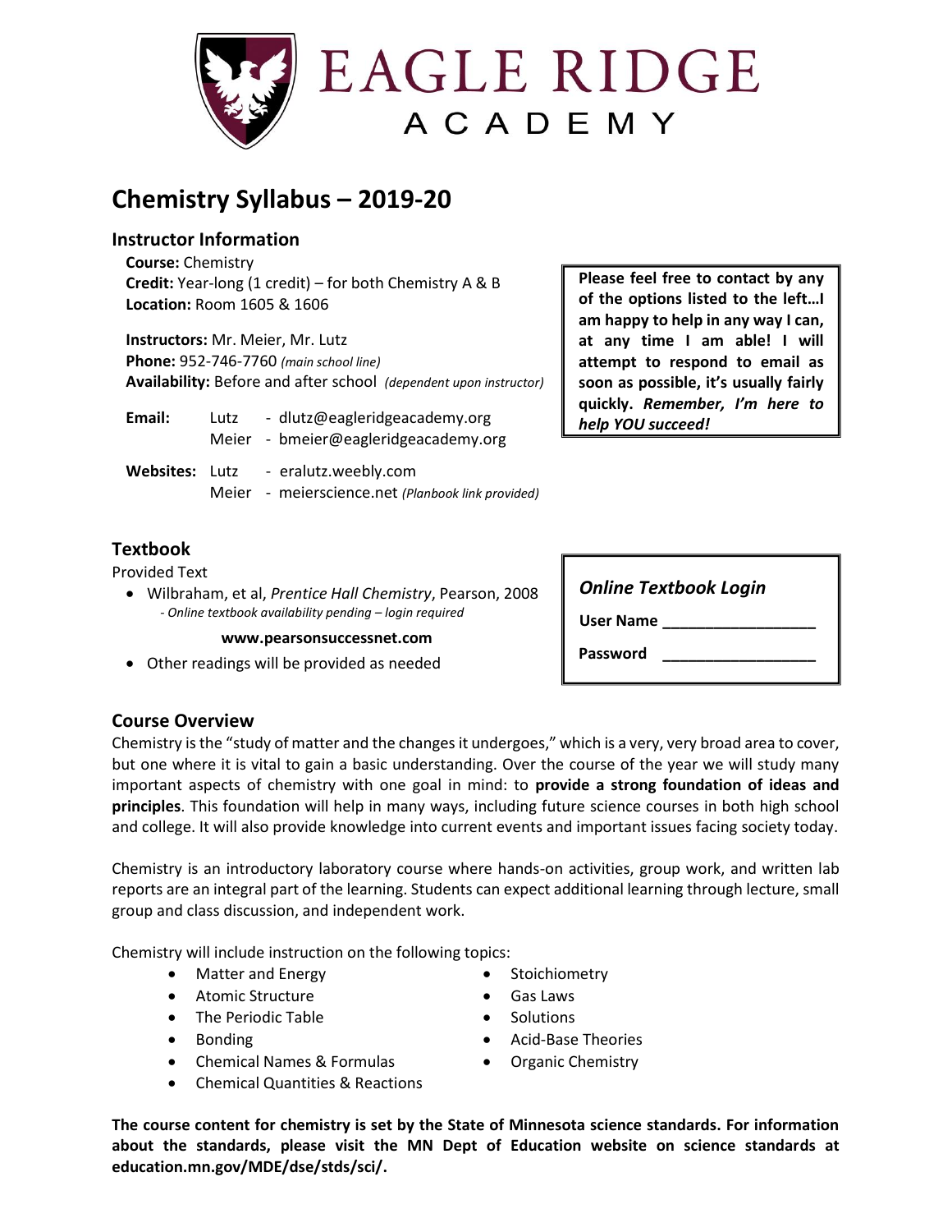# EAGLE RIDGE ACADEMY

## Chemistry Syllabus – 2019-20

### Instructor Information

**Course:** Chemistry
**Credit:** Year-long (1 credit) – for both Chemistry A & B
**Location:** Room 1605 & 1606

**Instructors:** Mr. Meier, Mr. Lutz
**Phone:** 952-746-7760 *(main school line)*
**Availability:** Before and after school *(dependent upon instructor)*

**Email:** Lutz - dlutz@eagleridgeacademy.org
Meier - bmeier@eagleridgeacademy.org

**Websites:** Lutz - eralutz.weebly.com
Meier - meierscience.net *(Planbook link provided)*

**Please feel free to contact by any of the options listed to the left…I am happy to help in any way I can, at any time I am able! I will attempt to respond to email as soon as possible, it's usually fairly quickly.** ***Remember, I'm here to help YOU succeed!***

### Textbook

Provided Text

- Wilbraham, et al, *Prentice Hall Chemistry*, Pearson, 2008
  *- Online textbook availability pending – login required*

  **www.pearsonsuccessnet.com**
- Other readings will be provided as needed

***Online Textbook Login***

**User Name** ____________________

**Password** ____________________

### Course Overview

Chemistry is the "study of matter and the changes it undergoes," which is a very, very broad area to cover, but one where it is vital to gain a basic understanding. Over the course of the year we will study many important aspects of chemistry with one goal in mind: to **provide a strong foundation of ideas and principles**. This foundation will help in many ways, including future science courses in both high school and college. It will also provide knowledge into current events and important issues facing society today.

Chemistry is an introductory laboratory course where hands-on activities, group work, and written lab reports are an integral part of the learning. Students can expect additional learning through lecture, small group and class discussion, and independent work.

Chemistry will include instruction on the following topics:

- Matter and Energy
- Atomic Structure
- The Periodic Table
- Bonding
- Chemical Names & Formulas
- Chemical Quantities & Reactions
- Stoichiometry
- Gas Laws
- Solutions
- Acid-Base Theories
- Organic Chemistry

**The course content for chemistry is set by the State of Minnesota science standards. For information about the standards, please visit the MN Dept of Education website on science standards at education.mn.gov/MDE/dse/stds/sci/.**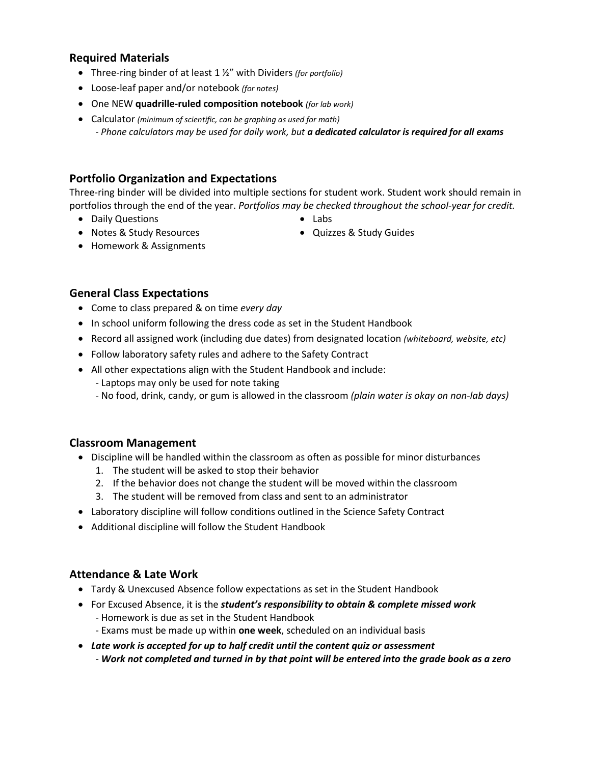## Required Materials

- Three-ring binder of at least 1 ½" with Dividers *(for portfolio)*
- Loose-leaf paper and/or notebook *(for notes)*
- One NEW **quadrille-ruled composition notebook** *(for lab work)*
- Calculator *(minimum of scientific, can be graphing as used for math)*
  - *Phone calculators may be used for daily work, but* ***a dedicated calculator is required for all exams***

## Portfolio Organization and Expectations

Three-ring binder will be divided into multiple sections for student work. Student work should remain in portfolios through the end of the year. *Portfolios may be checked throughout the school-year for credit.*

- Daily Questions
- Notes & Study Resources
- Homework & Assignments
- Labs
- Quizzes & Study Guides

## General Class Expectations

- Come to class prepared & on time *every day*
- In school uniform following the dress code as set in the Student Handbook
- Record all assigned work (including due dates) from designated location *(whiteboard, website, etc)*
- Follow laboratory safety rules and adhere to the Safety Contract
- All other expectations align with the Student Handbook and include:
  - Laptops may only be used for note taking
  - No food, drink, candy, or gum is allowed in the classroom *(plain water is okay on non-lab days)*

## Classroom Management

- Discipline will be handled within the classroom as often as possible for minor disturbances
  1. The student will be asked to stop their behavior
  2. If the behavior does not change the student will be moved within the classroom
  3. The student will be removed from class and sent to an administrator
- Laboratory discipline will follow conditions outlined in the Science Safety Contract
- Additional discipline will follow the Student Handbook

## Attendance & Late Work

- Tardy & Unexcused Absence follow expectations as set in the Student Handbook
- For Excused Absence, it is the ***student's responsibility to obtain & complete missed work***
  - Homework is due as set in the Student Handbook
  - Exams must be made up within **one week**, scheduled on an individual basis
- ***Late work is accepted for up to half credit until the content quiz or assessment***
  - ***Work not completed and turned in by that point will be entered into the grade book as a zero***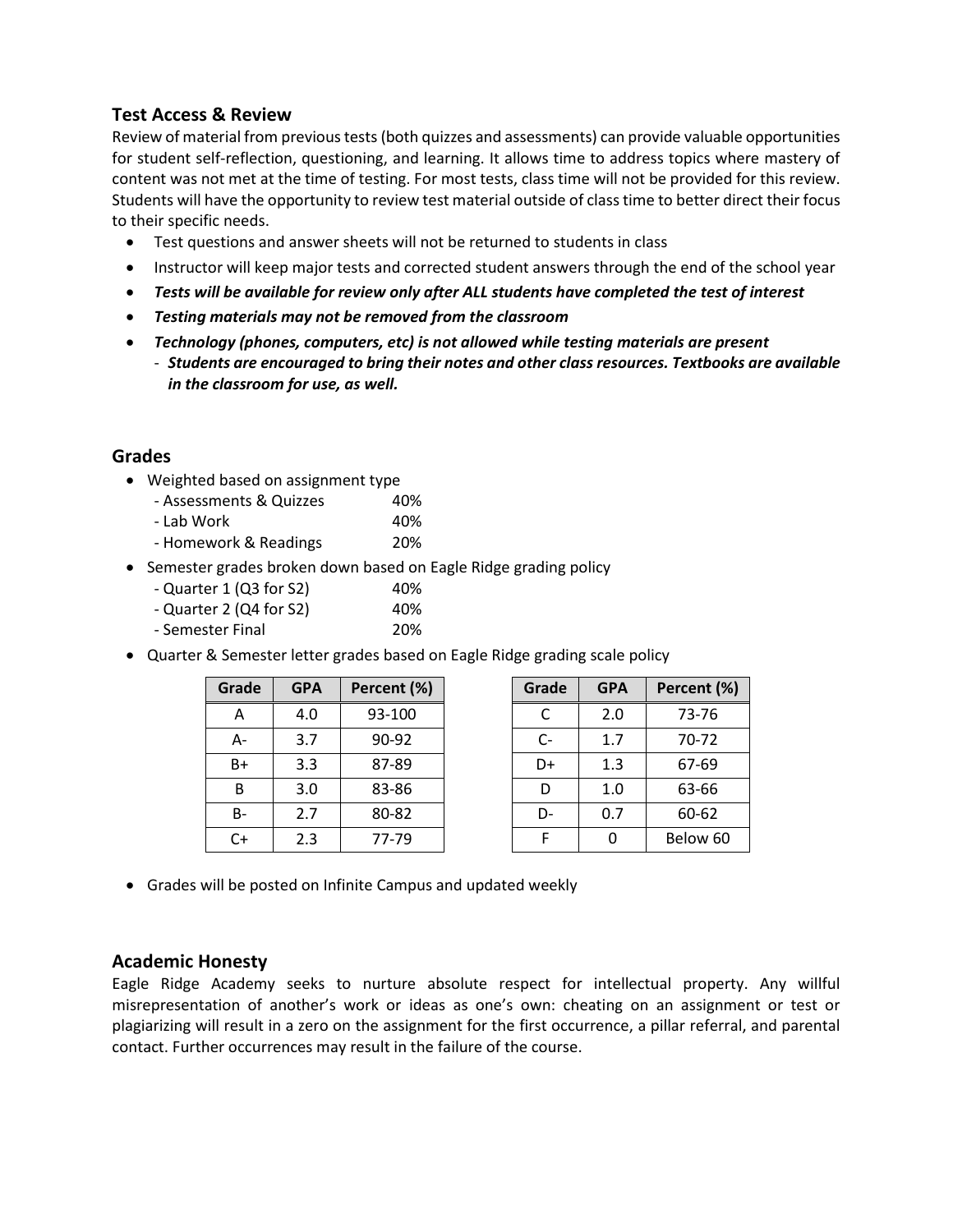## Test Access & Review

Review of material from previous tests (both quizzes and assessments) can provide valuable opportunities for student self-reflection, questioning, and learning. It allows time to address topics where mastery of content was not met at the time of testing. For most tests, class time will not be provided for this review. Students will have the opportunity to review test material outside of class time to better direct their focus to their specific needs.

- Test questions and answer sheets will not be returned to students in class
- Instructor will keep major tests and corrected student answers through the end of the school year
- ***Tests will be available for review only after ALL students have completed the test of interest***
- ***Testing materials may not be removed from the classroom***
- ***Technology (phones, computers, etc) is not allowed while testing materials are present***
  - ***Students are encouraged to bring their notes and other class resources. Textbooks are available in the classroom for use, as well.***

## Grades

- Weighted based on assignment type
  - Assessments & Quizzes 40%
  - Lab Work 40%
  - Homework & Readings 20%
- Semester grades broken down based on Eagle Ridge grading policy
  - Quarter 1 (Q3 for S2) 40%
  - Quarter 2 (Q4 for S2) 40%
  - Semester Final 20%
- Quarter & Semester letter grades based on Eagle Ridge grading scale policy

| Grade | GPA | Percent (%) |
|---|---|---|
| A | 4.0 | 93-100 |
| A- | 3.7 | 90-92 |
| B+ | 3.3 | 87-89 |
| B | 3.0 | 83-86 |
| B- | 2.7 | 80-82 |
| C+ | 2.3 | 77-79 |

| Grade | GPA | Percent (%) |
|---|---|---|
| C | 2.0 | 73-76 |
| C- | 1.7 | 70-72 |
| D+ | 1.3 | 67-69 |
| D | 1.0 | 63-66 |
| D- | 0.7 | 60-62 |
| F | 0 | Below 60 |

- Grades will be posted on Infinite Campus and updated weekly

## Academic Honesty

Eagle Ridge Academy seeks to nurture absolute respect for intellectual property. Any willful misrepresentation of another's work or ideas as one's own: cheating on an assignment or test or plagiarizing will result in a zero on the assignment for the first occurrence, a pillar referral, and parental contact. Further occurrences may result in the failure of the course.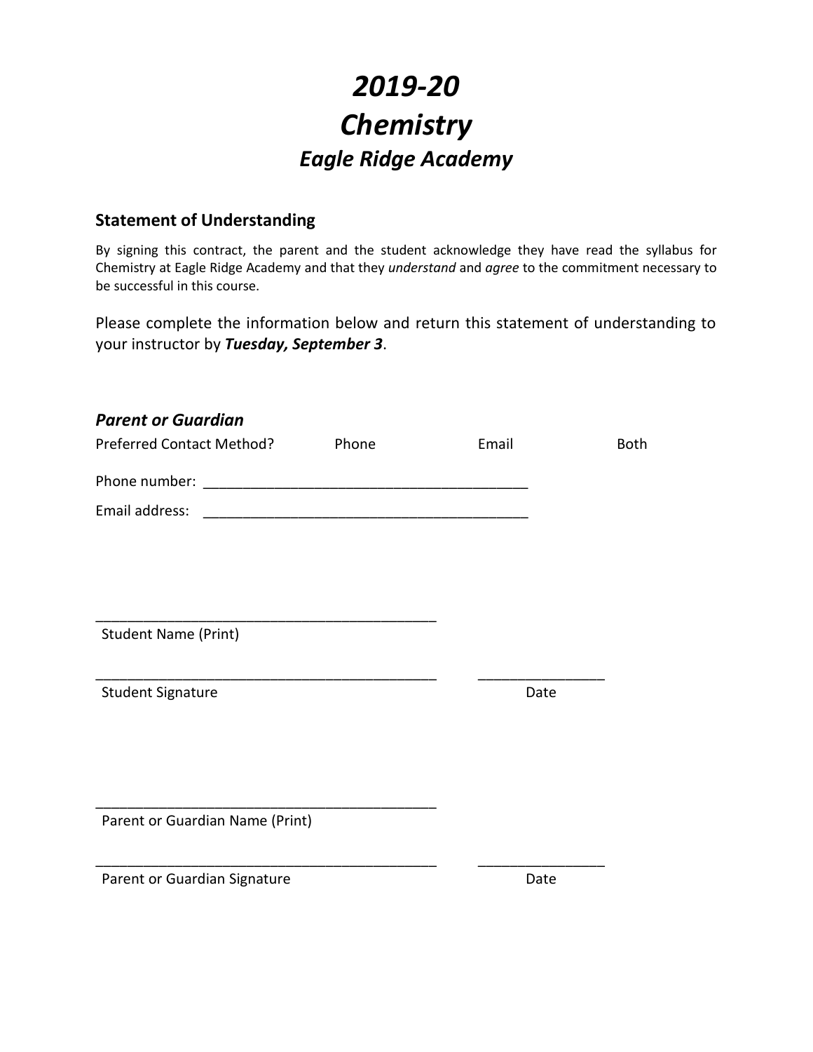# *2019-20*
# *Chemistry*
## *Eagle Ridge Academy*

### Statement of Understanding

By signing this contract, the parent and the student acknowledge they have read the syllabus for Chemistry at Eagle Ridge Academy and that they *understand* and *agree* to the commitment necessary to be successful in this course.

Please complete the information below and return this statement of understanding to your instructor by ***Tuesday, September 3***.

### *Parent or Guardian*

Preferred Contact Method? Phone Email Both

Phone number: ________________________________________

Email address: ________________________________________

____________________________________________
Student Name (Print)

____________________________________________ ________________
Student Signature Date

____________________________________________
Parent or Guardian Name (Print)

____________________________________________ ________________
Parent or Guardian Signature Date